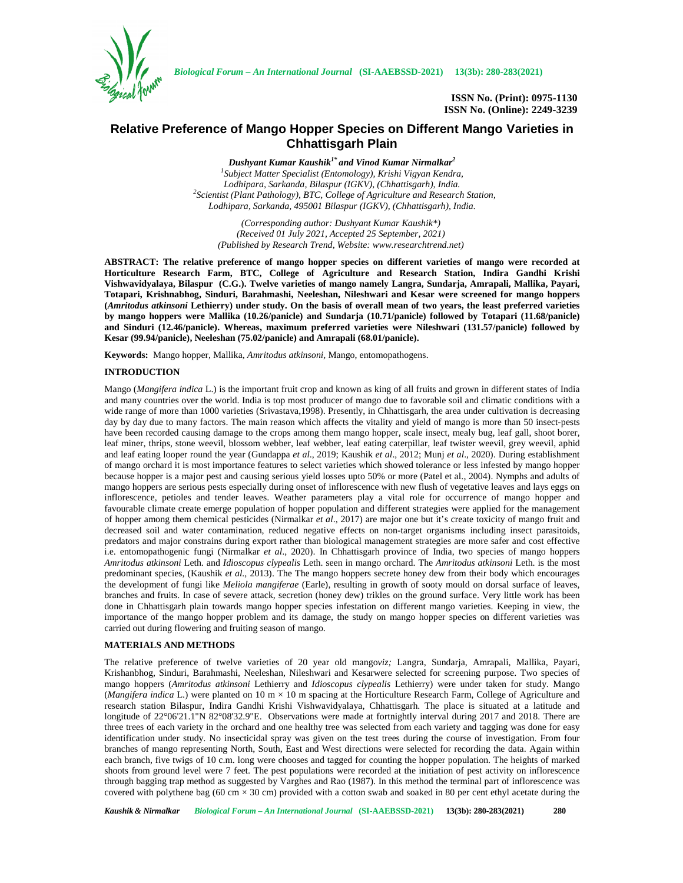ISSN No. (Print): 0975-1130
ISSN No. (Online): 2249-3239

# Relative Preference of Mango Hopper Species on Different Mango Varieties in Chhattisgarh Plain

*Dushyant Kumar Kaushik[1*] and Vinod Kumar Nirmalkar[2]*

[1]Subject Matter Specialist (Entomology), Krishi Vigyan Kendra, Lodhipara, Sarkanda, Bilaspur (IGKV), (Chhattisgarh), India.
[2]Scientist (Plant Pathology), BTC, College of Agriculture and Research Station, Lodhipara, Sarkanda, 495001 Bilaspur (IGKV), (Chhattisgarh), India.

*(Corresponding author: Dushyant Kumar Kaushik\*)*
*(Received 01 July 2021, Accepted 25 September, 2021)*
*(Published by Research Trend, Website: www.researchtrend.net)*

**ABSTRACT: The relative preference of mango hopper species on different varieties of mango were recorded at Horticulture Research Farm, BTC, College of Agriculture and Research Station, Indira Gandhi Krishi Vishwavidyalaya, Bilaspur (C.G.). Twelve varieties of mango namely Langra, Sundarja, Amrapali, Mallika, Payari, Totapari, Krishnabhog, Sinduri, Barahmashi, Neeleshan, Nileshwari and Kesar were screened for mango hoppers (*Amritodus atkinsoni* Lethierry) under study. On the basis of overall mean of two years, the least preferred varieties by mango hoppers were Mallika (10.26/panicle) and Sundarja (10.71/panicle) followed by Totapari (11.68/panicle) and Sinduri (12.46/panicle). Whereas, maximum preferred varieties were Nileshwari (131.57/panicle) followed by Kesar (99.94/panicle), Neeleshan (75.02/panicle) and Amrapali (68.01/panicle).**

**Keywords:** Mango hopper, Mallika, *Amritodus atkinsoni*, Mango, entomopathogens.

## INTRODUCTION

Mango (*Mangifera indica* L.) is the important fruit crop and known as king of all fruits and grown in different states of India and many countries over the world. India is top most producer of mango due to favorable soil and climatic conditions with a wide range of more than 1000 varieties (Srivastava,1998). Presently, in Chhattisgarh, the area under cultivation is decreasing day by day due to many factors. The main reason which affects the vitality and yield of mango is more than 50 insect-pests have been recorded causing damage to the crops among them mango hopper, scale insect, mealy bug, leaf gall, shoot borer, leaf miner, thrips, stone weevil, blossom webber, leaf webber, leaf eating caterpillar, leaf twister weevil, grey weevil, aphid and leaf eating looper round the year (Gundappa *et al*., 2019; Kaushik *et al*., 2012; Munj *et al*., 2020). During establishment of mango orchard it is most importance features to select varieties which showed tolerance or less infested by mango hopper because hopper is a major pest and causing serious yield losses upto 50% or more (Patel et al., 2004). Nymphs and adults of mango hoppers are serious pests especially during onset of inflorescence with new flush of vegetative leaves and lays eggs on inflorescence, petioles and tender leaves. Weather parameters play a vital role for occurrence of mango hopper and favourable climate create emerge population of hopper population and different strategies were applied for the management of hopper among them chemical pesticides (Nirmalkar *et al*., 2017) are major one but it's create toxicity of mango fruit and decreased soil and water contamination, reduced negative effects on non-target organisms including insect parasitoids, predators and major constrains during export rather than biological management strategies are more safer and cost effective i.e. entomopathogenic fungi (Nirmalkar *et al*., 2020). In Chhattisgarh province of India, two species of mango hoppers *Amritodus atkinsoni* Leth. and *Idioscopus clypealis* Leth. seen in mango orchard. The *Amritodus atkinsoni* Leth. is the most predominant species, (Kaushik *et al.*, 2013). The The mango hoppers secrete honey dew from their body which encourages the development of fungi like *Meliola mangiferae* (Earle), resulting in growth of sooty mould on dorsal surface of leaves, branches and fruits. In case of severe attack, secretion (honey dew) trikles on the ground surface. Very little work has been done in Chhattisgarh plain towards mango hopper species infestation on different mango varieties. Keeping in view, the importance of the mango hopper problem and its damage, the study on mango hopper species on different varieties was carried out during flowering and fruiting season of mango.

## MATERIALS AND METHODS

The relative preference of twelve varieties of 20 year old mango*viz;* Langra, Sundarja, Amrapali, Mallika, Payari, Krishanbhog, Sinduri, Barahmashi, Neeleshan, Nileshwari and Kesarwere selected for screening purpose. Two species of mango hoppers (*Amritodus atkinsoni* Lethierry and *Idioscopus clypealis* Lethierry) were under taken for study. Mango (*Mangifera indica* L.) were planted on 10 m × 10 m spacing at the Horticulture Research Farm, College of Agriculture and research station Bilaspur, Indira Gandhi Krishi Vishwavidyalaya, Chhattisgarh. The place is situated at a latitude and longitude of 22°06'21.1"N 82°08'32.9"E. Observations were made at fortnightly interval during 2017 and 2018. There are three trees of each variety in the orchard and one healthy tree was selected from each variety and tagging was done for easy identification under study. No insecticidal spray was given on the test trees during the course of investigation. From four branches of mango representing North, South, East and West directions were selected for recording the data. Again within each branch, five twigs of 10 c.m. long were chooses and tagged for counting the hopper population. The heights of marked shoots from ground level were 7 feet. The pest populations were recorded at the initiation of pest activity on inflorescence through bagging trap method as suggested by Varghes and Rao (1987). In this method the terminal part of inflorescence was covered with polythene bag (60 cm × 30 cm) provided with a cotton swab and soaked in 80 per cent ethyl acetate during the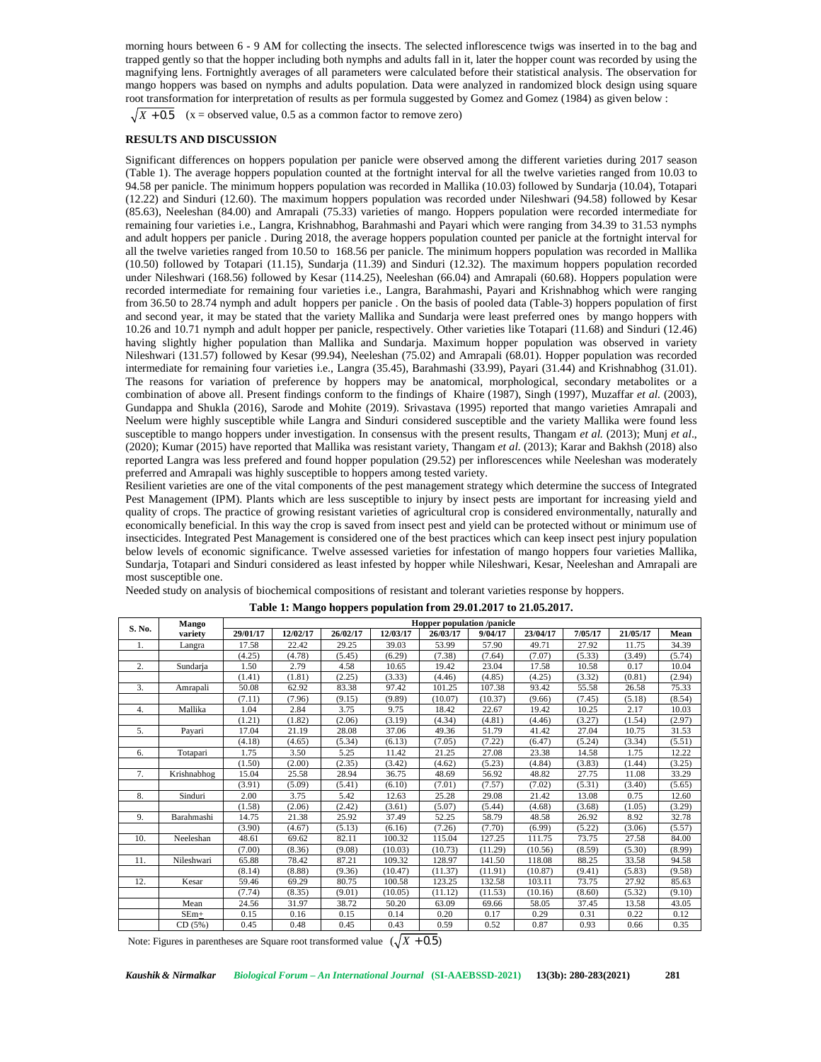morning hours between 6 - 9 AM for collecting the insects. The selected inflorescence twigs was inserted in to the bag and trapped gently so that the hopper including both nymphs and adults fall in it, later the hopper count was recorded by using the magnifying lens. Fortnightly averages of all parameters were calculated before their statistical analysis. The observation for mango hoppers was based on nymphs and adults population. Data were analyzed in randomized block design using square root transformation for interpretation of results as per formula suggested by Gomez and Gomez (1984) as given below :

$\sqrt{X+0.5}$ (x = observed value, 0.5 as a common factor to remove zero)

## RESULTS AND DISCUSSION

Significant differences on hoppers population per panicle were observed among the different varieties during 2017 season (Table 1). The average hoppers population counted at the fortnight interval for all the twelve varieties ranged from 10.03 to 94.58 per panicle. The minimum hoppers population was recorded in Mallika (10.03) followed by Sundarja (10.04), Totapari (12.22) and Sinduri (12.60). The maximum hoppers population was recorded under Nileshwari (94.58) followed by Kesar (85.63), Neeleshan (84.00) and Amrapali (75.33) varieties of mango. Hoppers population were recorded intermediate for remaining four varieties i.e., Langra, Krishnabhog, Barahmashi and Payari which were ranging from 34.39 to 31.53 nymphs and adult hoppers per panicle . During 2018, the average hoppers population counted per panicle at the fortnight interval for all the twelve varieties ranged from 10.50 to 168.56 per panicle. The minimum hoppers population was recorded in Mallika (10.50) followed by Totapari (11.15), Sundarja (11.39) and Sinduri (12.32). The maximum hoppers population recorded under Nileshwari (168.56) followed by Kesar (114.25), Neeleshan (66.04) and Amrapali (60.68). Hoppers population were recorded intermediate for remaining four varieties i.e., Langra, Barahmashi, Payari and Krishnabhog which were ranging from 36.50 to 28.74 nymph and adult hoppers per panicle . On the basis of pooled data (Table-3) hoppers population of first and second year, it may be stated that the variety Mallika and Sundarja were least preferred ones by mango hoppers with 10.26 and 10.71 nymph and adult hopper per panicle, respectively. Other varieties like Totapari (11.68) and Sinduri (12.46) having slightly higher population than Mallika and Sundarja. Maximum hopper population was observed in variety Nileshwari (131.57) followed by Kesar (99.94), Neeleshan (75.02) and Amrapali (68.01). Hopper population was recorded intermediate for remaining four varieties i.e., Langra (35.45), Barahmashi (33.99), Payari (31.44) and Krishnabhog (31.01). The reasons for variation of preference by hoppers may be anatomical, morphological, secondary metabolites or a combination of above all. Present findings conform to the findings of Khaire (1987), Singh (1997), Muzaffar *et al.* (2003), Gundappa and Shukla (2016), Sarode and Mohite (2019). Srivastava (1995) reported that mango varieties Amrapali and Neelum were highly susceptible while Langra and Sinduri considered susceptible and the variety Mallika were found less susceptible to mango hoppers under investigation. In consensus with the present results, Thangam *et al.* (2013); Munj *et al*., (2020); Kumar (2015) have reported that Mallika was resistant variety, Thangam *et al.* (2013); Karar and Bakhsh (2018) also reported Langra was less prefered and found hopper population (29.52) per inflorescences while Neeleshan was moderately preferred and Amrapali was highly susceptible to hoppers among tested variety.

Resilient varieties are one of the vital components of the pest management strategy which determine the success of Integrated Pest Management (IPM). Plants which are less susceptible to injury by insect pests are important for increasing yield and quality of crops. The practice of growing resistant varieties of agricultural crop is considered environmentally, naturally and economically beneficial. In this way the crop is saved from insect pest and yield can be protected without or minimum use of insecticides. Integrated Pest Management is considered one of the best practices which can keep insect pest injury population below levels of economic significance. Twelve assessed varieties for infestation of mango hoppers four varieties Mallika, Sundarja, Totapari and Sinduri considered as least infested by hopper while Nileshwari, Kesar, Neeleshan and Amrapali are most susceptible one.

Needed study on analysis of biochemical compositions of resistant and tolerant varieties response by hoppers.

**Table 1: Mango hoppers population from 29.01.2017 to 21.05.2017.**

| S. No. | Mango variety | Hopper population /panicle | | | | | | | | | |
|---|---|---|---|---|---|---|---|---|---|---|---|
| | | 29/01/17 | 12/02/17 | 26/02/17 | 12/03/17 | 26/03/17 | 9/04/17 | 23/04/17 | 7/05/17 | 21/05/17 | Mean |
| 1. | Langra | 17.58 | 22.42 | 29.25 | 39.03 | 53.99 | 57.90 | 49.71 | 27.92 | 11.75 | 34.39 |
| | | (4.25) | (4.78) | (5.45) | (6.29) | (7.38) | (7.64) | (7.07) | (5.33) | (3.49) | (5.74) |
| 2. | Sundarja | 1.50 | 2.79 | 4.58 | 10.65 | 19.42 | 23.04 | 17.58 | 10.58 | 0.17 | 10.04 |
| | | (1.41) | (1.81) | (2.25) | (3.33) | (4.46) | (4.85) | (4.25) | (3.32) | (0.81) | (2.94) |
| 3. | Amrapali | 50.08 | 62.92 | 83.38 | 97.42 | 101.25 | 107.38 | 93.42 | 55.58 | 26.58 | 75.33 |
| | | (7.11) | (7.96) | (9.15) | (9.89) | (10.07) | (10.37) | (9.66) | (7.45) | (5.18) | (8.54) |
| 4. | Mallika | 1.04 | 2.84 | 3.75 | 9.75 | 18.42 | 22.67 | 19.42 | 10.25 | 2.17 | 10.03 |
| | | (1.21) | (1.82) | (2.06) | (3.19) | (4.34) | (4.81) | (4.46) | (3.27) | (1.54) | (2.97) |
| 5. | Payari | 17.04 | 21.19 | 28.08 | 37.06 | 49.36 | 51.79 | 41.42 | 27.04 | 10.75 | 31.53 |
| | | (4.18) | (4.65) | (5.34) | (6.13) | (7.05) | (7.22) | (6.47) | (5.24) | (3.34) | (5.51) |
| 6. | Totapari | 1.75 | 3.50 | 5.25 | 11.42 | 21.25 | 27.08 | 23.38 | 14.58 | 1.75 | 12.22 |
| | | (1.50) | (2.00) | (2.35) | (3.42) | (4.62) | (5.23) | (4.84) | (3.83) | (1.44) | (3.25) |
| 7. | Krishnabhog | 15.04 | 25.58 | 28.94 | 36.75 | 48.69 | 56.92 | 48.82 | 27.75 | 11.08 | 33.29 |
| | | (3.91) | (5.09) | (5.41) | (6.10) | (7.01) | (7.57) | (7.02) | (5.31) | (3.40) | (5.65) |
| 8. | Sinduri | 2.00 | 3.75 | 5.42 | 12.63 | 25.28 | 29.08 | 21.42 | 13.08 | 0.75 | 12.60 |
| | | (1.58) | (2.06) | (2.42) | (3.61) | (5.07) | (5.44) | (4.68) | (3.68) | (1.05) | (3.29) |
| 9. | Barahmashi | 14.75 | 21.38 | 25.92 | 36.75 | 52.25 | 58.79 | 48.58 | 26.92 | 8.92 | 32.78 |
| | | (3.90) | (4.67) | (5.13) | (6.16) | (7.26) | (7.70) | (6.99) | (5.22) | (3.06) | (5.57) |
| 10. | Neeleshan | 48.61 | 69.62 | 82.11 | 100.32 | 115.04 | 127.25 | 111.75 | 73.75 | 27.58 | 84.00 |
| | | (7.00) | (8.36) | (9.08) | (10.03) | (10.73) | (11.29) | (10.56) | (8.59) | (5.30) | (8.99) |
| 11. | Nileshwari | 65.88 | 78.42 | 87.21 | 109.32 | 128.97 | 141.50 | 118.08 | 88.25 | 33.58 | 94.58 |
| | | (8.14) | (8.88) | (9.36) | (10.47) | (11.37) | (11.91) | (10.87) | (9.41) | (5.83) | (9.58) |
| 12. | Kesar | 59.46 | 69.29 | 80.75 | 100.58 | 123.25 | 132.58 | 103.11 | 73.75 | 27.92 | 85.63 |
| | | (7.74) | (8.35) | (9.01) | (10.05) | (11.12) | (11.53) | (10.16) | (8.60) | (5.32) | (9.10) |
| | Mean | 24.56 | 31.97 | 38.72 | 50.20 | 63.09 | 69.66 | 58.05 | 37.45 | 13.58 | 43.05 |
| | SEm± | 0.15 | 0.16 | 0.15 | 0.14 | 0.20 | 0.17 | 0.29 | 0.31 | 0.22 | 0.12 |
| | CD (5%) | 0.45 | 0.48 | 0.45 | 0.43 | 0.59 | 0.52 | 0.87 | 0.93 | 0.66 | 0.35 |

Note: Figures in parentheses are Square root transformed value ($\sqrt{X+0.5}$)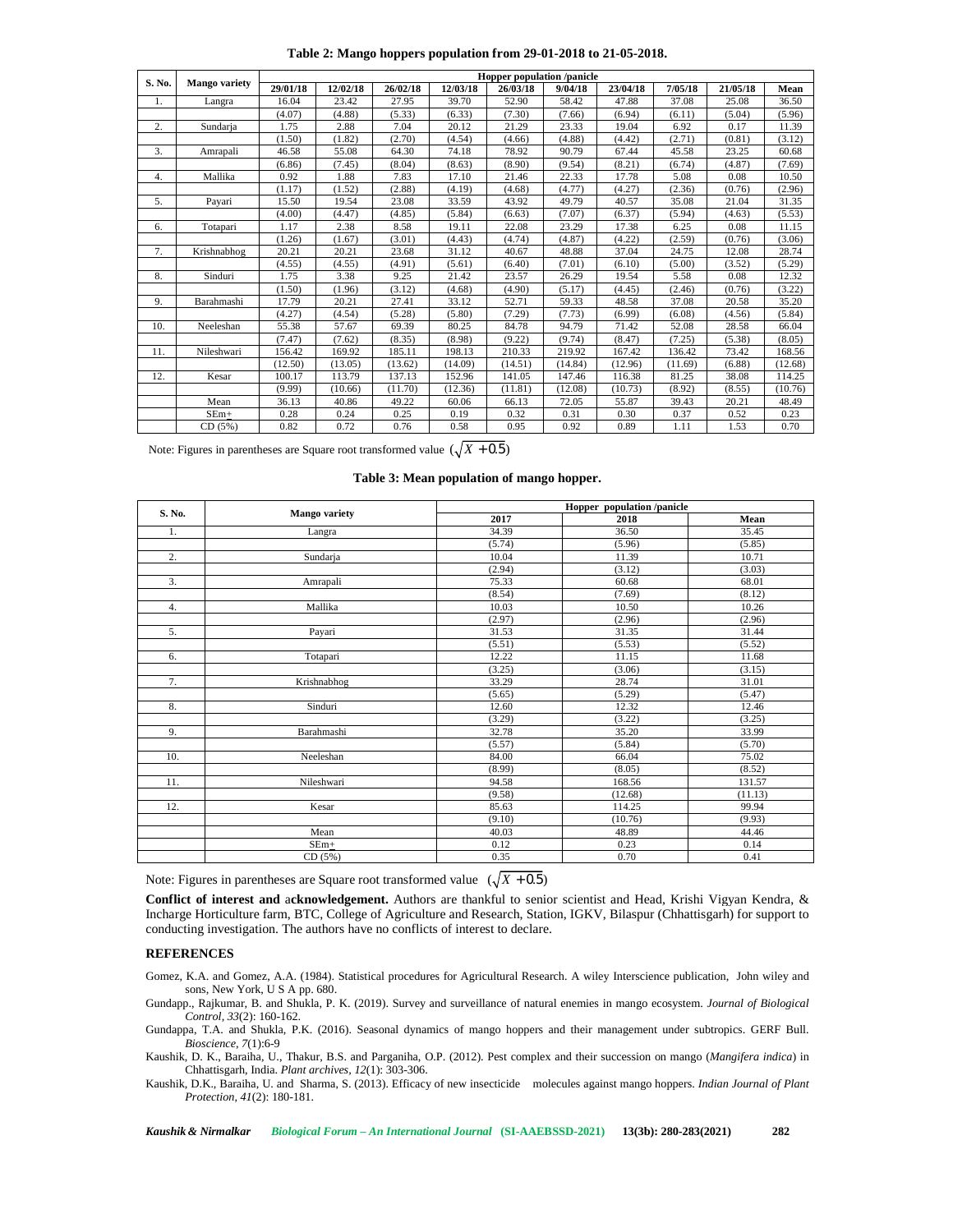**Table 2: Mango hoppers population from 29-01-2018 to 21-05-2018.**

| S. No. | Mango variety | Hopper population /panicle | | | | | | | | | |
|---|---|---|---|---|---|---|---|---|---|---|---|
| | | 29/01/18 | 12/02/18 | 26/02/18 | 12/03/18 | 26/03/18 | 9/04/18 | 23/04/18 | 7/05/18 | 21/05/18 | Mean |
| 1. | Langra | 16.04 | 23.42 | 27.95 | 39.70 | 52.90 | 58.42 | 47.88 | 37.08 | 25.08 | 36.50 |
| | | (4.07) | (4.88) | (5.33) | (6.33) | (7.30) | (7.66) | (6.94) | (6.11) | (5.04) | (5.96) |
| 2. | Sundarja | 1.75 | 2.88 | 7.04 | 20.12 | 21.29 | 23.33 | 19.04 | 6.92 | 0.17 | 11.39 |
| | | (1.50) | (1.82) | (2.70) | (4.54) | (4.66) | (4.88) | (4.42) | (2.71) | (0.81) | (3.12) |
| 3. | Amrapali | 46.58 | 55.08 | 64.30 | 74.18 | 78.92 | 90.79 | 67.44 | 45.58 | 23.25 | 60.68 |
| | | (6.86) | (7.45) | (8.04) | (8.63) | (8.90) | (9.54) | (8.21) | (6.74) | (4.87) | (7.69) |
| 4. | Mallika | 0.92 | 1.88 | 7.83 | 17.10 | 21.46 | 22.33 | 17.78 | 5.08 | 0.08 | 10.50 |
| | | (1.17) | (1.52) | (2.88) | (4.19) | (4.68) | (4.77) | (4.27) | (2.36) | (0.76) | (2.96) |
| 5. | Payari | 15.50 | 19.54 | 23.08 | 33.59 | 43.92 | 49.79 | 40.57 | 35.08 | 21.04 | 31.35 |
| | | (4.00) | (4.47) | (4.85) | (5.84) | (6.63) | (7.07) | (6.37) | (5.94) | (4.63) | (5.53) |
| 6. | Totapari | 1.17 | 2.38 | 8.58 | 19.11 | 22.08 | 23.29 | 17.38 | 6.25 | 0.08 | 11.15 |
| | | (1.26) | (1.67) | (3.01) | (4.43) | (4.74) | (4.87) | (4.22) | (2.59) | (0.76) | (3.06) |
| 7. | Krishnabhog | 20.21 | 20.21 | 23.68 | 31.12 | 40.67 | 48.88 | 37.04 | 24.75 | 12.08 | 28.74 |
| | | (4.55) | (4.55) | (4.91) | (5.61) | (6.40) | (7.01) | (6.10) | (5.00) | (3.52) | (5.29) |
| 8. | Sinduri | 1.75 | 3.38 | 9.25 | 21.42 | 23.57 | 26.29 | 19.54 | 5.58 | 0.08 | 12.32 |
| | | (1.50) | (1.96) | (3.12) | (4.68) | (4.90) | (5.17) | (4.45) | (2.46) | (0.76) | (3.22) |
| 9. | Barahmashi | 17.79 | 20.21 | 27.41 | 33.12 | 52.71 | 59.33 | 48.58 | 37.08 | 20.58 | 35.20 |
| | | (4.27) | (4.54) | (5.28) | (5.80) | (7.29) | (7.73) | (6.99) | (6.08) | (4.56) | (5.84) |
| 10. | Neeleshan | 55.38 | 57.67 | 69.39 | 80.25 | 84.78 | 94.79 | 71.42 | 52.08 | 28.58 | 66.04 |
| | | (7.47) | (7.62) | (8.35) | (8.98) | (9.22) | (9.74) | (8.47) | (7.25) | (5.38) | (8.05) |
| 11. | Nileshwari | 156.42 | 169.92 | 185.11 | 198.13 | 210.33 | 219.92 | 167.42 | 136.42 | 73.42 | 168.56 |
| | | (12.50) | (13.05) | (13.62) | (14.09) | (14.51) | (14.84) | (12.96) | (11.69) | (6.88) | (12.68) |
| 12. | Kesar | 100.17 | 113.79 | 137.13 | 152.96 | 141.05 | 147.46 | 116.38 | 81.25 | 38.08 | 114.25 |
| | | (9.99) | (10.66) | (11.70) | (12.36) | (11.81) | (12.08) | (10.73) | (8.92) | (8.55) | (10.76) |
| | Mean | 36.13 | 40.86 | 49.22 | 60.06 | 66.13 | 72.05 | 55.87 | 39.43 | 20.21 | 48.49 |
| | SEm± | 0.28 | 0.24 | 0.25 | 0.19 | 0.32 | 0.31 | 0.30 | 0.37 | 0.52 | 0.23 |
| | CD (5%) | 0.82 | 0.72 | 0.76 | 0.58 | 0.95 | 0.92 | 0.89 | 1.11 | 1.53 | 0.70 |

Note: Figures in parentheses are Square root transformed value $(\sqrt{X+0.5})$

**Table 3: Mean population of mango hopper.**

| S. No. | Mango variety | Hopper population /panicle | | |
|---|---|---|---|---|
| | | 2017 | 2018 | Mean |
| 1. | Langra | 34.39 | 36.50 | 35.45 |
| | | (5.74) | (5.96) | (5.85) |
| 2. | Sundarja | 10.04 | 11.39 | 10.71 |
| | | (2.94) | (3.12) | (3.03) |
| 3. | Amrapali | 75.33 | 60.68 | 68.01 |
| | | (8.54) | (7.69) | (8.12) |
| 4. | Mallika | 10.03 | 10.50 | 10.26 |
| | | (2.97) | (2.96) | (2.96) |
| 5. | Payari | 31.53 | 31.35 | 31.44 |
| | | (5.51) | (5.53) | (5.52) |
| 6. | Totapari | 12.22 | 11.15 | 11.68 |
| | | (3.25) | (3.06) | (3.15) |
| 7. | Krishnabhog | 33.29 | 28.74 | 31.01 |
| | | (5.65) | (5.29) | (5.47) |
| 8. | Sinduri | 12.60 | 12.32 | 12.46 |
| | | (3.29) | (3.22) | (3.25) |
| 9. | Barahmashi | 32.78 | 35.20 | 33.99 |
| | | (5.57) | (5.84) | (5.70) |
| 10. | Neeleshan | 84.00 | 66.04 | 75.02 |
| | | (8.99) | (8.05) | (8.52) |
| 11. | Nileshwari | 94.58 | 168.56 | 131.57 |
| | | (9.58) | (12.68) | (11.13) |
| 12. | Kesar | 85.63 | 114.25 | 99.94 |
| | | (9.10) | (10.76) | (9.93) |
| | Mean | 40.03 | 48.89 | 44.46 |
| | SEm± | 0.12 | 0.23 | 0.14 |
| | CD (5%) | 0.35 | 0.70 | 0.41 |

Note: Figures in parentheses are Square root transformed value $(\sqrt{X+0.5})$

**Conflict of interest and acknowledgement.** Authors are thankful to senior scientist and Head, Krishi Vigyan Kendra, & Incharge Horticulture farm, BTC, College of Agriculture and Research, Station, IGKV, Bilaspur (Chhattisgarh) for support to conducting investigation. The authors have no conflicts of interest to declare.

## REFERENCES

Gomez, K.A. and Gomez, A.A. (1984). Statistical procedures for Agricultural Research. A wiley Interscience publication, John wiley and sons, New York, U S A pp. 680.

Gundapp., Rajkumar, B. and Shukla, P. K. (2019). Survey and surveillance of natural enemies in mango ecosystem. *Journal of Biological Control, 33*(2): 160-162.

Gundappa, T.A. and Shukla, P.K. (2016). Seasonal dynamics of mango hoppers and their management under subtropics. GERF Bull. *Bioscience, 7*(1):6-9

Kaushik, D. K., Baraiha, U., Thakur, B.S. and Parganiha, O.P. (2012). Pest complex and their succession on mango (*Mangifera indica*) in Chhattisgarh, India. *Plant archives, 12*(1): 303-306.

Kaushik, D.K., Baraiha, U. and Sharma, S. (2013). Efficacy of new insecticide molecules against mango hoppers. *Indian Journal of Plant Protection, 41*(2): 180-181.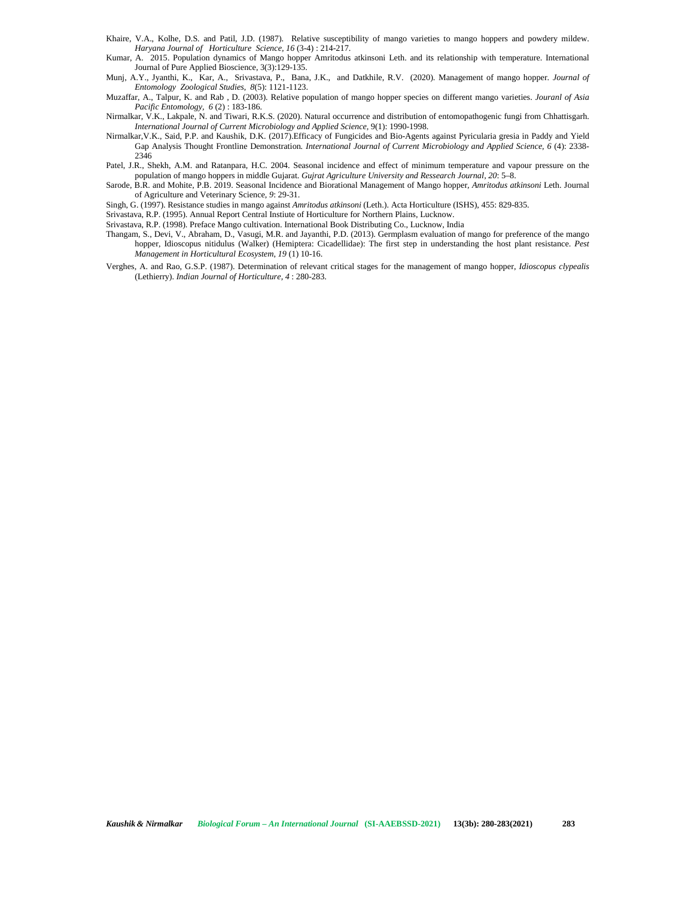Khaire, V.A., Kolhe, D.S. and Patil, J.D. (1987). Relative susceptibility of mango varieties to mango hoppers and powdery mildew. *Haryana Journal of Horticulture Science, 16* (3-4) : 214-217.

Kumar, A. 2015. Population dynamics of Mango hopper Amritodus atkinsoni Leth. and its relationship with temperature. International Journal of Pure Applied Bioscience, 3(3):129-135.

Munj, A.Y., Jyanthi, K., Kar, A., Srivastava, P., Bana, J.K., and Datkhile, R.V. (2020). Management of mango hopper. *Journal of Entomology Zoological Studies, 8*(5): 1121-1123.

Muzaffar, A., Talpur, K. and Rab , D. (2003). Relative population of mango hopper species on different mango varieties. *Jouranl of Asia Pacific Entomology, 6* (2) : 183-186.

Nirmalkar, V.K., Lakpale, N. and Tiwari, R.K.S. (2020). Natural occurrence and distribution of entomopathogenic fungi from Chhattisgarh. *International Journal of Current Microbiology and Applied Science,* 9(1): 1990-1998.

Nirmalkar,V.K., Said, P.P. and Kaushik, D.K. (2017).Efficacy of Fungicides and Bio-Agents against Pyricularia gresia in Paddy and Yield Gap Analysis Thought Frontline Demonstration. *International Journal of Current Microbiology and Applied Science, 6* (4): 2338-2346

Patel, J.R., Shekh, A.M. and Ratanpara, H.C. 2004. Seasonal incidence and effect of minimum temperature and vapour pressure on the population of mango hoppers in middle Gujarat. *Gujrat Agriculture University and Ressearch Journal, 20*: 5–8.

Sarode, B.R. and Mohite, P.B. 2019. Seasonal Incidence and Biorational Management of Mango hopper, *Amritodus atkinsoni* Leth. Journal of Agriculture and Veterinary Science, *9*: 29-31.

Singh, G. (1997). Resistance studies in mango against *Amritodus atkinsoni* (Leth.). Acta Horticulture (ISHS), 455: 829-835.

Srivastava, R.P. (1995). Annual Report Central Instiute of Horticulture for Northern Plains, Lucknow.

Srivastava, R.P. (1998). Preface Mango cultivation. International Book Distributing Co., Lucknow, India

Thangam, S., Devi, V., Abraham, D., Vasugi, M.R. and Jayanthi, P.D. (2013). Germplasm evaluation of mango for preference of the mango hopper, Idioscopus nitidulus (Walker) (Hemiptera: Cicadellidae): The first step in understanding the host plant resistance. *Pest Management in Horticultural Ecosystem, 19* (1) 10-16.

Verghes, A. and Rao, G.S.P. (1987). Determination of relevant critical stages for the management of mango hopper, *Idioscopus clypealis* (Lethierry). *Indian Journal of Horticulture, 4* : 280-283.